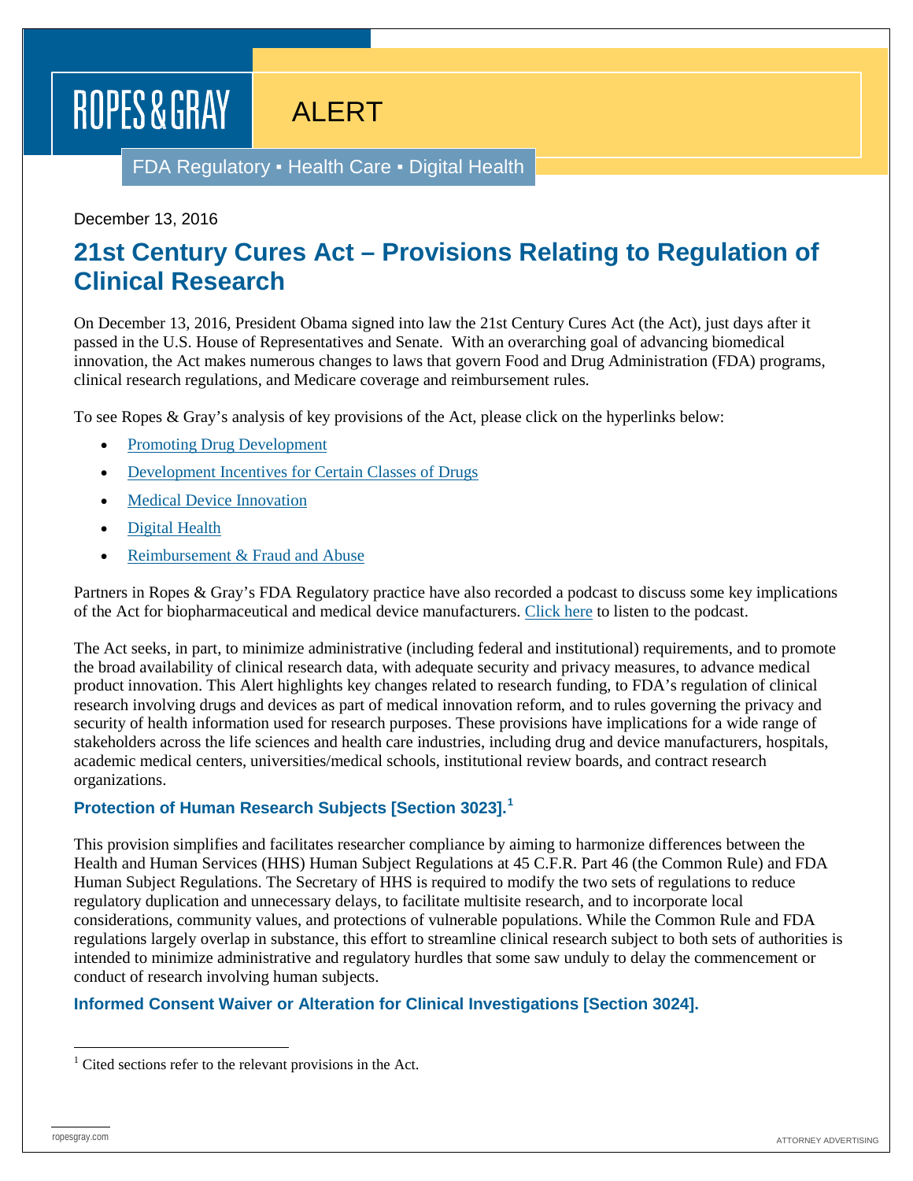ROPES & GRAY

ALERT

FDA Regulatory ▪ Health Care ▪ Digital Health

December 13, 2016

# 21st Century Cures Act – Provisions Relating to Regulation of Clinical Research

On December 13, 2016, President Obama signed into law the 21st Century Cures Act (the Act), just days after it passed in the U.S. House of Representatives and Senate. With an overarching goal of advancing biomedical innovation, the Act makes numerous changes to laws that govern Food and Drug Administration (FDA) programs, clinical research regulations, and Medicare coverage and reimbursement rules.

To see Ropes & Gray's analysis of key provisions of the Act, please click on the hyperlinks below:

- Promoting Drug Development
- Development Incentives for Certain Classes of Drugs
- Medical Device Innovation
- Digital Health
- Reimbursement & Fraud and Abuse

Partners in Ropes & Gray's FDA Regulatory practice have also recorded a podcast to discuss some key implications of the Act for biopharmaceutical and medical device manufacturers. Click here to listen to the podcast.

The Act seeks, in part, to minimize administrative (including federal and institutional) requirements, and to promote the broad availability of clinical research data, with adequate security and privacy measures, to advance medical product innovation. This Alert highlights key changes related to research funding, to FDA's regulation of clinical research involving drugs and devices as part of medical innovation reform, and to rules governing the privacy and security of health information used for research purposes. These provisions have implications for a wide range of stakeholders across the life sciences and health care industries, including drug and device manufacturers, hospitals, academic medical centers, universities/medical schools, institutional review boards, and contract research organizations.

## Protection of Human Research Subjects [Section 3023].[1]

This provision simplifies and facilitates researcher compliance by aiming to harmonize differences between the Health and Human Services (HHS) Human Subject Regulations at 45 C.F.R. Part 46 (the Common Rule) and FDA Human Subject Regulations. The Secretary of HHS is required to modify the two sets of regulations to reduce regulatory duplication and unnecessary delays, to facilitate multisite research, and to incorporate local considerations, community values, and protections of vulnerable populations. While the Common Rule and FDA regulations largely overlap in substance, this effort to streamline clinical research subject to both sets of authorities is intended to minimize administrative and regulatory hurdles that some saw unduly to delay the commencement or conduct of research involving human subjects.

## Informed Consent Waiver or Alteration for Clinical Investigations [Section 3024].

[1] Cited sections refer to the relevant provisions in the Act.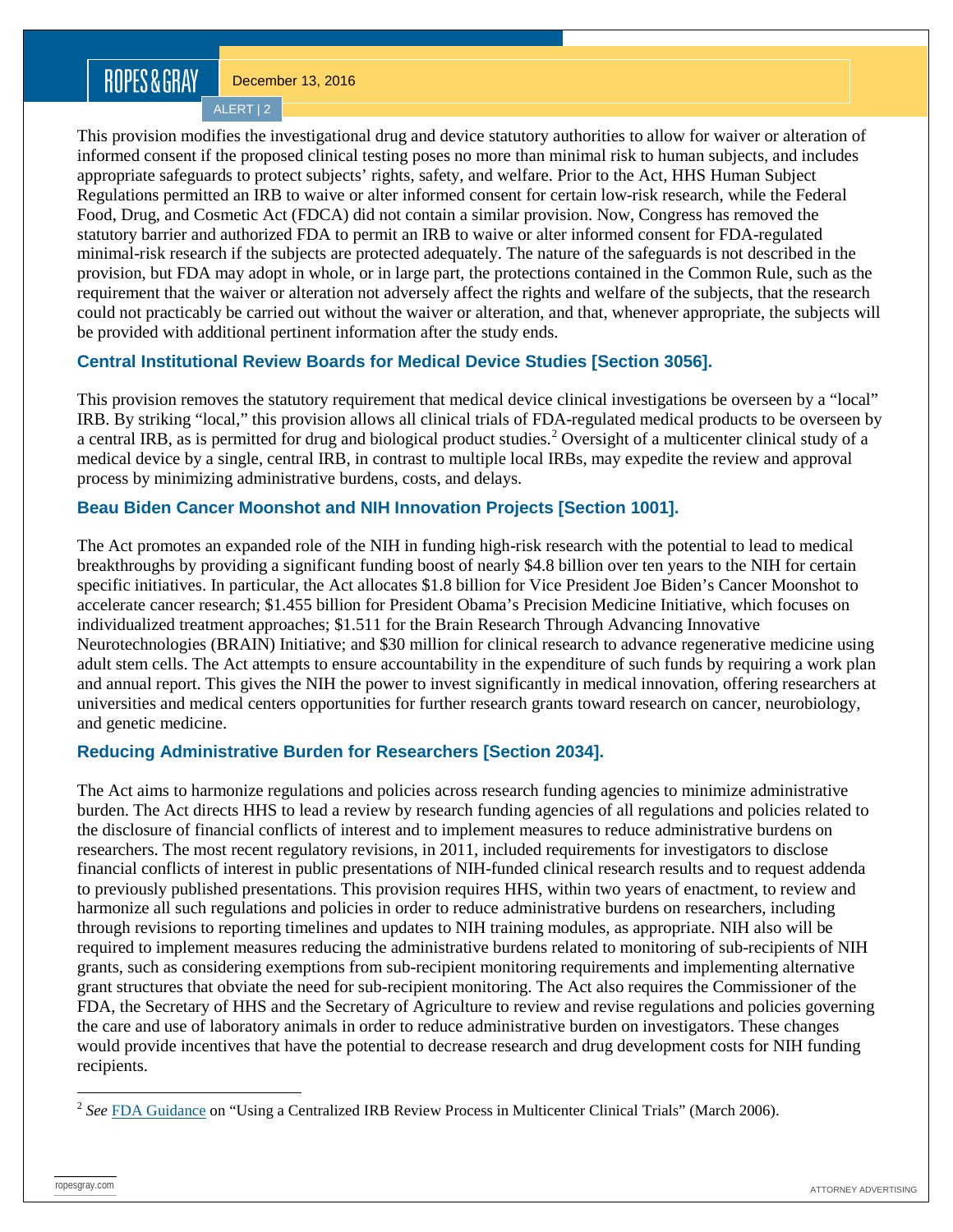This provision modifies the investigational drug and device statutory authorities to allow for waiver or alteration of informed consent if the proposed clinical testing poses no more than minimal risk to human subjects, and includes appropriate safeguards to protect subjects' rights, safety, and welfare. Prior to the Act, HHS Human Subject Regulations permitted an IRB to waive or alter informed consent for certain low-risk research, while the Federal Food, Drug, and Cosmetic Act (FDCA) did not contain a similar provision. Now, Congress has removed the statutory barrier and authorized FDA to permit an IRB to waive or alter informed consent for FDA-regulated minimal-risk research if the subjects are protected adequately. The nature of the safeguards is not described in the provision, but FDA may adopt in whole, or in large part, the protections contained in the Common Rule, such as the requirement that the waiver or alteration not adversely affect the rights and welfare of the subjects, that the research could not practicably be carried out without the waiver or alteration, and that, whenever appropriate, the subjects will be provided with additional pertinent information after the study ends.

### Central Institutional Review Boards for Medical Device Studies [Section 3056].

This provision removes the statutory requirement that medical device clinical investigations be overseen by a "local" IRB. By striking "local," this provision allows all clinical trials of FDA-regulated medical products to be overseen by a central IRB, as is permitted for drug and biological product studies.[2] Oversight of a multicenter clinical study of a medical device by a single, central IRB, in contrast to multiple local IRBs, may expedite the review and approval process by minimizing administrative burdens, costs, and delays.

### Beau Biden Cancer Moonshot and NIH Innovation Projects [Section 1001].

The Act promotes an expanded role of the NIH in funding high-risk research with the potential to lead to medical breakthroughs by providing a significant funding boost of nearly $4.8 billion over ten years to the NIH for certain specific initiatives. In particular, the Act allocates $1.8 billion for Vice President Joe Biden's Cancer Moonshot to accelerate cancer research; $1.455 billion for President Obama's Precision Medicine Initiative, which focuses on individualized treatment approaches; $1.511 for the Brain Research Through Advancing Innovative Neurotechnologies (BRAIN) Initiative; and $30 million for clinical research to advance regenerative medicine using adult stem cells. The Act attempts to ensure accountability in the expenditure of such funds by requiring a work plan and annual report. This gives the NIH the power to invest significantly in medical innovation, offering researchers at universities and medical centers opportunities for further research grants toward research on cancer, neurobiology, and genetic medicine.

### Reducing Administrative Burden for Researchers [Section 2034].

The Act aims to harmonize regulations and policies across research funding agencies to minimize administrative burden. The Act directs HHS to lead a review by research funding agencies of all regulations and policies related to the disclosure of financial conflicts of interest and to implement measures to reduce administrative burdens on researchers. The most recent regulatory revisions, in 2011, included requirements for investigators to disclose financial conflicts of interest in public presentations of NIH-funded clinical research results and to request addenda to previously published presentations. This provision requires HHS, within two years of enactment, to review and harmonize all such regulations and policies in order to reduce administrative burdens on researchers, including through revisions to reporting timelines and updates to NIH training modules, as appropriate. NIH also will be required to implement measures reducing the administrative burdens related to monitoring of sub-recipients of NIH grants, such as considering exemptions from sub-recipient monitoring requirements and implementing alternative grant structures that obviate the need for sub-recipient monitoring. The Act also requires the Commissioner of the FDA, the Secretary of HHS and the Secretary of Agriculture to review and revise regulations and policies governing the care and use of laboratory animals in order to reduce administrative burden on investigators. These changes would provide incentives that have the potential to decrease research and drug development costs for NIH funding recipients.

---

[2] *See* FDA Guidance on "Using a Centralized IRB Review Process in Multicenter Clinical Trials" (March 2006).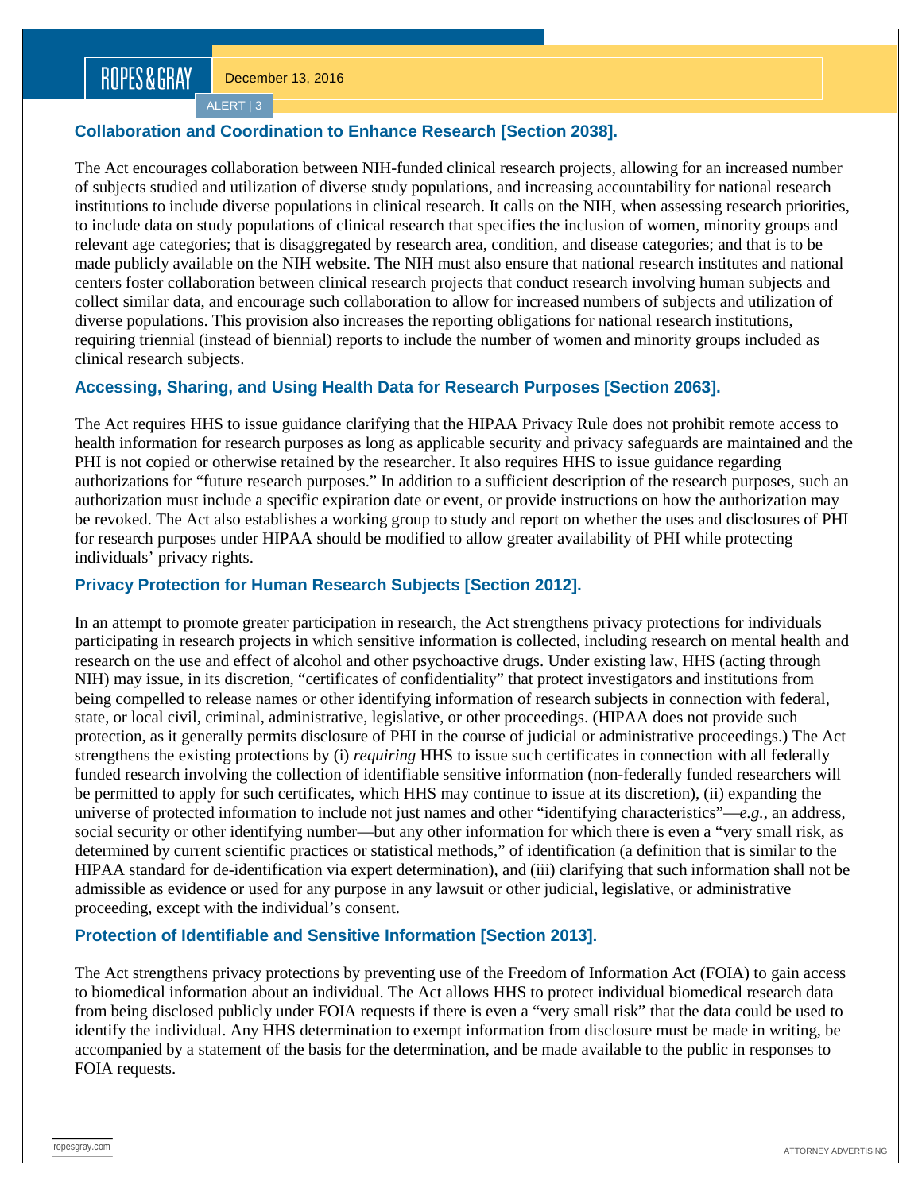### Collaboration and Coordination to Enhance Research [Section 2038].

The Act encourages collaboration between NIH-funded clinical research projects, allowing for an increased number of subjects studied and utilization of diverse study populations, and increasing accountability for national research institutions to include diverse populations in clinical research. It calls on the NIH, when assessing research priorities, to include data on study populations of clinical research that specifies the inclusion of women, minority groups and relevant age categories; that is disaggregated by research area, condition, and disease categories; and that is to be made publicly available on the NIH website. The NIH must also ensure that national research institutes and national centers foster collaboration between clinical research projects that conduct research involving human subjects and collect similar data, and encourage such collaboration to allow for increased numbers of subjects and utilization of diverse populations. This provision also increases the reporting obligations for national research institutions, requiring triennial (instead of biennial) reports to include the number of women and minority groups included as clinical research subjects.

### Accessing, Sharing, and Using Health Data for Research Purposes [Section 2063].

The Act requires HHS to issue guidance clarifying that the HIPAA Privacy Rule does not prohibit remote access to health information for research purposes as long as applicable security and privacy safeguards are maintained and the PHI is not copied or otherwise retained by the researcher. It also requires HHS to issue guidance regarding authorizations for "future research purposes." In addition to a sufficient description of the research purposes, such an authorization must include a specific expiration date or event, or provide instructions on how the authorization may be revoked. The Act also establishes a working group to study and report on whether the uses and disclosures of PHI for research purposes under HIPAA should be modified to allow greater availability of PHI while protecting individuals' privacy rights.

### Privacy Protection for Human Research Subjects [Section 2012].

In an attempt to promote greater participation in research, the Act strengthens privacy protections for individuals participating in research projects in which sensitive information is collected, including research on mental health and research on the use and effect of alcohol and other psychoactive drugs. Under existing law, HHS (acting through NIH) may issue, in its discretion, "certificates of confidentiality" that protect investigators and institutions from being compelled to release names or other identifying information of research subjects in connection with federal, state, or local civil, criminal, administrative, legislative, or other proceedings. (HIPAA does not provide such protection, as it generally permits disclosure of PHI in the course of judicial or administrative proceedings.) The Act strengthens the existing protections by (i) *requiring* HHS to issue such certificates in connection with all federally funded research involving the collection of identifiable sensitive information (non-federally funded researchers will be permitted to apply for such certificates, which HHS may continue to issue at its discretion), (ii) expanding the universe of protected information to include not just names and other "identifying characteristics"—*e.g.*, an address, social security or other identifying number—but any other information for which there is even a "very small risk, as determined by current scientific practices or statistical methods," of identification (a definition that is similar to the HIPAA standard for de-identification via expert determination), and (iii) clarifying that such information shall not be admissible as evidence or used for any purpose in any lawsuit or other judicial, legislative, or administrative proceeding, except with the individual's consent.

### Protection of Identifiable and Sensitive Information [Section 2013].

The Act strengthens privacy protections by preventing use of the Freedom of Information Act (FOIA) to gain access to biomedical information about an individual. The Act allows HHS to protect individual biomedical research data from being disclosed publicly under FOIA requests if there is even a "very small risk" that the data could be used to identify the individual. Any HHS determination to exempt information from disclosure must be made in writing, be accompanied by a statement of the basis for the determination, and be made available to the public in responses to FOIA requests.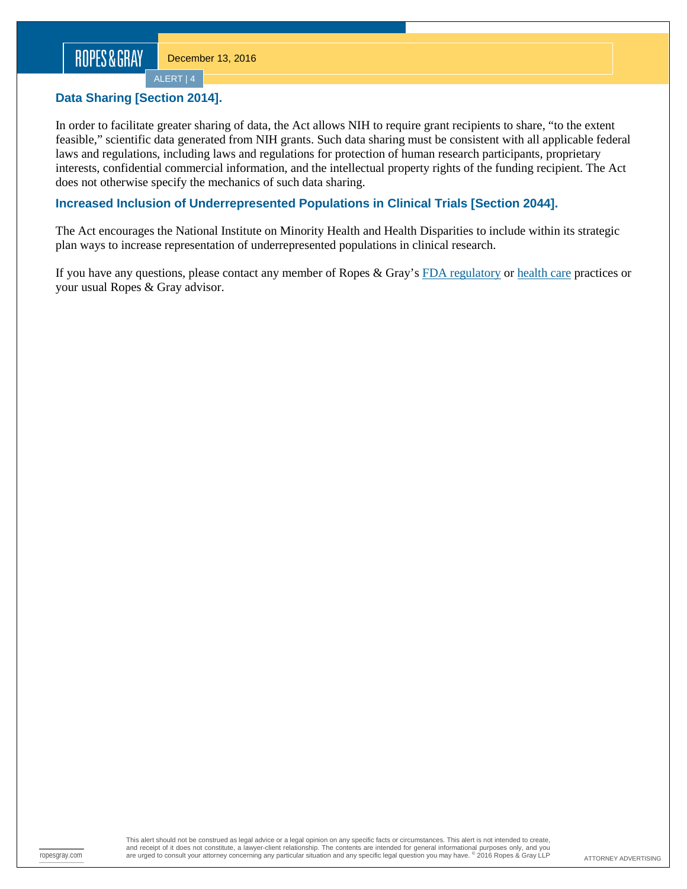### Data Sharing [Section 2014].

In order to facilitate greater sharing of data, the Act allows NIH to require grant recipients to share, "to the extent feasible," scientific data generated from NIH grants. Such data sharing must be consistent with all applicable federal laws and regulations, including laws and regulations for protection of human research participants, proprietary interests, confidential commercial information, and the intellectual property rights of the funding recipient. The Act does not otherwise specify the mechanics of such data sharing.

### Increased Inclusion of Underrepresented Populations in Clinical Trials [Section 2044].

The Act encourages the National Institute on Minority Health and Health Disparities to include within its strategic plan ways to increase representation of underrepresented populations in clinical research.

If you have any questions, please contact any member of Ropes & Gray's FDA regulatory or health care practices or your usual Ropes & Gray advisor.

This alert should not be construed as legal advice or a legal opinion on any specific facts or circumstances. This alert is not intended to create, and receipt of it does not constitute, a lawyer-client relationship. The contents are intended for general informational purposes only, and you are urged to consult your attorney concerning any particular situation and any specific legal question you may have. © 2016 Ropes & Gray LLP

ATTORNEY ADVERTISING